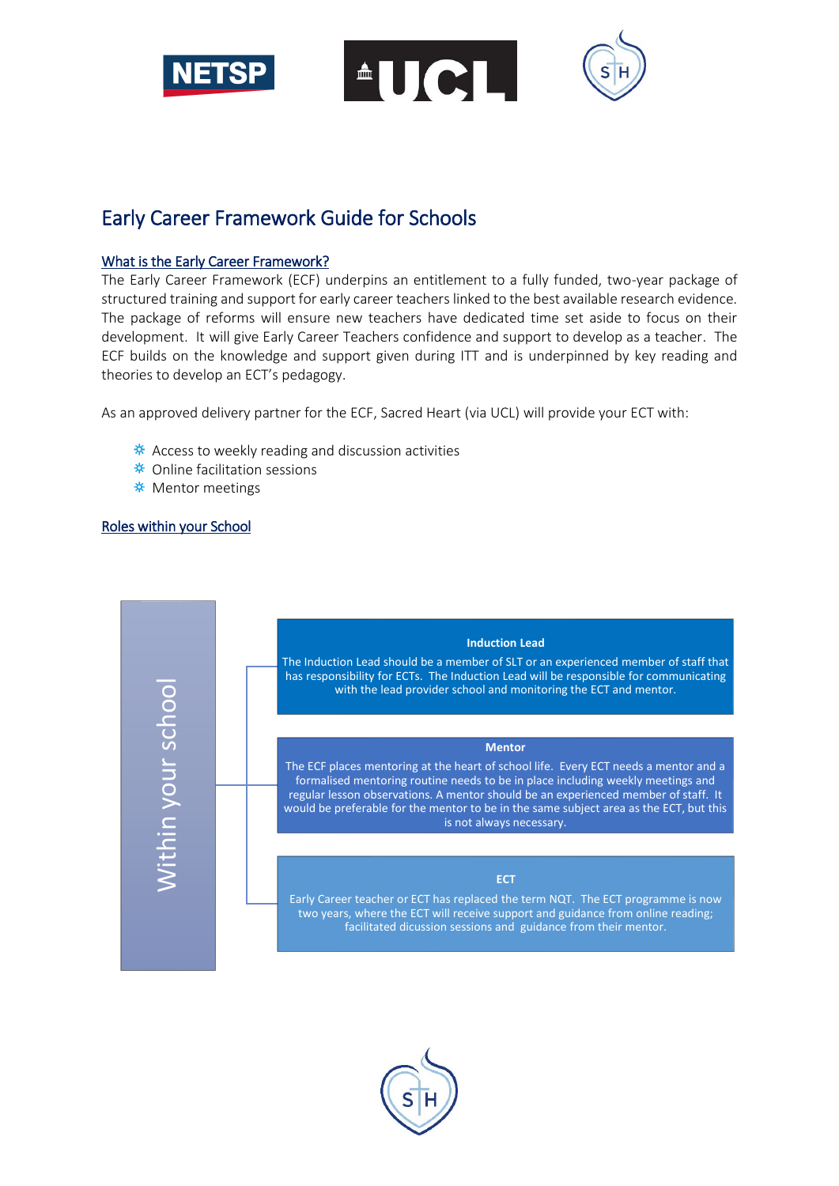# Early Career Framework Guide for Schools

## What is the Early Career Framework?

The Early Career Framework (ECF) underpins an entitlement to a fully funded, two-year package of structured training and support for early career teachers linked to the best available research evidence. The package of reforms will ensure new teachers have dedicated time set aside to focus on their development. It will give Early Career Teachers confidence and support to develop as a teacher. The ECF builds on the knowledge and support given during ITT and is underpinned by key reading and theories to develop an ECT's pedagogy.

As an approved delivery partner for the ECF, Sacred Heart (via UCL) will provide your ECT with:

- Access to weekly reading and discussion activities
- Online facilitation sessions
- Mentor meetings

## Roles within your School

**Within your school**

**Induction Lead**

The Induction Lead should be a member of SLT or an experienced member of staff that has responsibility for ECTs. The Induction Lead will be responsible for communicating with the lead provider school and monitoring the ECT and mentor.

**Mentor**

The ECF places mentoring at the heart of school life. Every ECT needs a mentor and a formalised mentoring routine needs to be in place including weekly meetings and regular lesson observations. A mentor should be an experienced member of staff. It would be preferable for the mentor to be in the same subject area as the ECT, but this is not always necessary.

**ECT**

Early Career teacher or ECT has replaced the term NQT. The ECT programme is now two years, where the ECT will receive support and guidance from online reading; facilitated dicussion sessions and guidance from their mentor.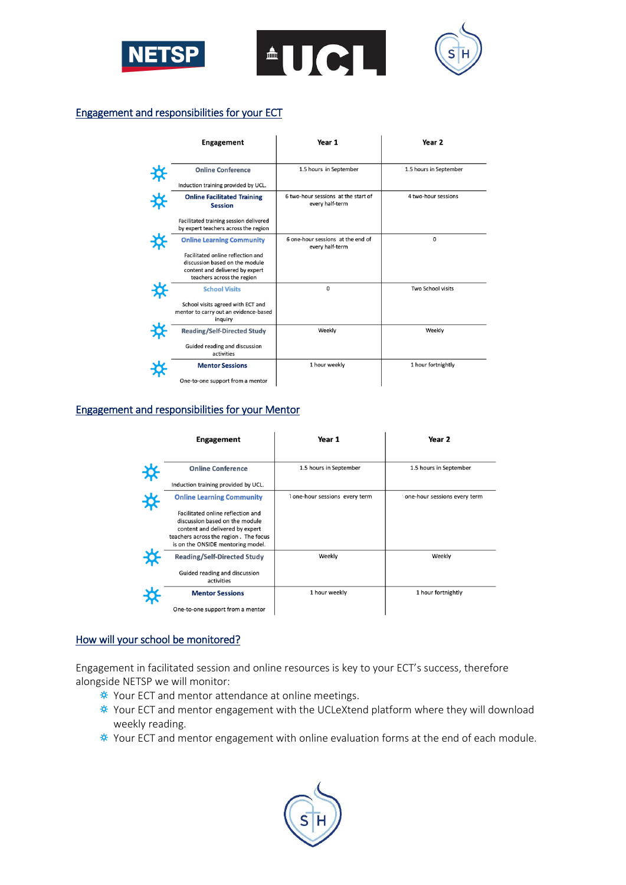## Engagement and responsibilities for your ECT

| Engagement | Year 1 | Year 2 |
|---|---|---|
| **Online Conference**<br>Induction training provided by UCL. | 1.5 hours in September | 1.5 hours in September |
| **Online Facilitated Training Session**<br>Facilitated training session delivered by expert teachers across the region | 6 two-hour sessions at the start of every half-term | 4 two-hour sessions |
| **Online Learning Community**<br>Facilitated online reflection and discussion based on the module content and delivered by expert teachers across the region | 6 one-hour sessions at the end of every half-term | 0 |
| **School Visits**<br>School visits agreed with ECT and mentor to carry out an evidence-based inquiry | 0 | Two School visits |
| **Reading/Self-Directed Study**<br>Guided reading and discussion activities | Weekly | Weekly |
| **Mentor Sessions**<br>One-to-one support from a mentor | 1 hour weekly | 1 hour fortnightly |

## Engagement and responsibilities for your Mentor

| Engagement | Year 1 | Year 2 |
|---|---|---|
| **Online Conference**<br>Induction training provided by UCL. | 1.5 hours in September | 1.5 hours in September |
| **Online Learning Community**<br>Facilitated online reflection and discussion based on the module content and delivered by expert teachers across the region. The focus is on the ONSIDE mentoring model. | 1 one-hour sessions every term | one-hour sessions every term |
| **Reading/Self-Directed Study**<br>Guided reading and discussion activities | Weekly | Weekly |
| **Mentor Sessions**<br>One-to-one support from a mentor | 1 hour weekly | 1 hour fortnightly |

## How will your school be monitored?

Engagement in facilitated session and online resources is key to your ECT's success, therefore alongside NETSP we will monitor:

- Your ECT and mentor attendance at online meetings.
- Your ECT and mentor engagement with the UCLeXtend platform where they will download weekly reading.
- Your ECT and mentor engagement with online evaluation forms at the end of each module.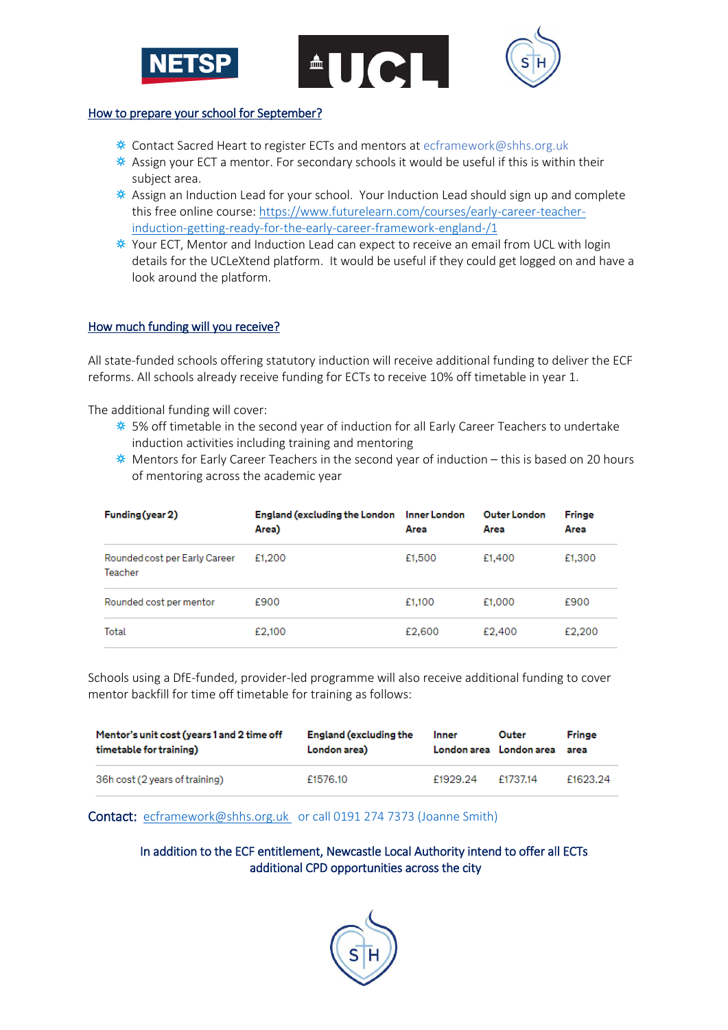## How to prepare your school for September?

- Contact Sacred Heart to register ECTs and mentors at ecframework@shhs.org.uk
- Assign your ECT a mentor. For secondary schools it would be useful if this is within their subject area.
- Assign an Induction Lead for your school. Your Induction Lead should sign up and complete this free online course: https://www.futurelearn.com/courses/early-career-teacher-induction-getting-ready-for-the-early-career-framework-england-/1
- Your ECT, Mentor and Induction Lead can expect to receive an email from UCL with login details for the UCLeXtend platform. It would be useful if they could get logged on and have a look around the platform.

## How much funding will you receive?

All state-funded schools offering statutory induction will receive additional funding to deliver the ECF reforms. All schools already receive funding for ECTs to receive 10% off timetable in year 1.

The additional funding will cover:

- 5% off timetable in the second year of induction for all Early Career Teachers to undertake induction activities including training and mentoring
- Mentors for Early Career Teachers in the second year of induction – this is based on 20 hours of mentoring across the academic year

| Funding (year 2) | England (excluding the London Area) | Inner London Area | Outer London Area | Fringe Area |
|---|---|---|---|---|
| Rounded cost per Early Career Teacher | £1,200 | £1,500 | £1,400 | £1,300 |
| Rounded cost per mentor | £900 | £1,100 | £1,000 | £900 |
| Total | £2,100 | £2,600 | £2,400 | £2,200 |

Schools using a DfE-funded, provider-led programme will also receive additional funding to cover mentor backfill for time off timetable for training as follows:

| Mentor's unit cost (years 1 and 2 time off timetable for training) | England (excluding the London area) | Inner London area | Outer London area | Fringe area |
|---|---|---|---|---|
| 36h cost (2 years of training) | £1576.10 | £1929.24 | £1737.14 | £1623.24 |

**Contact:** ecframework@shhs.org.uk or call 0191 274 7373 (Joanne Smith)

**In addition to the ECF entitlement, Newcastle Local Authority intend to offer all ECTs additional CPD opportunities across the city**